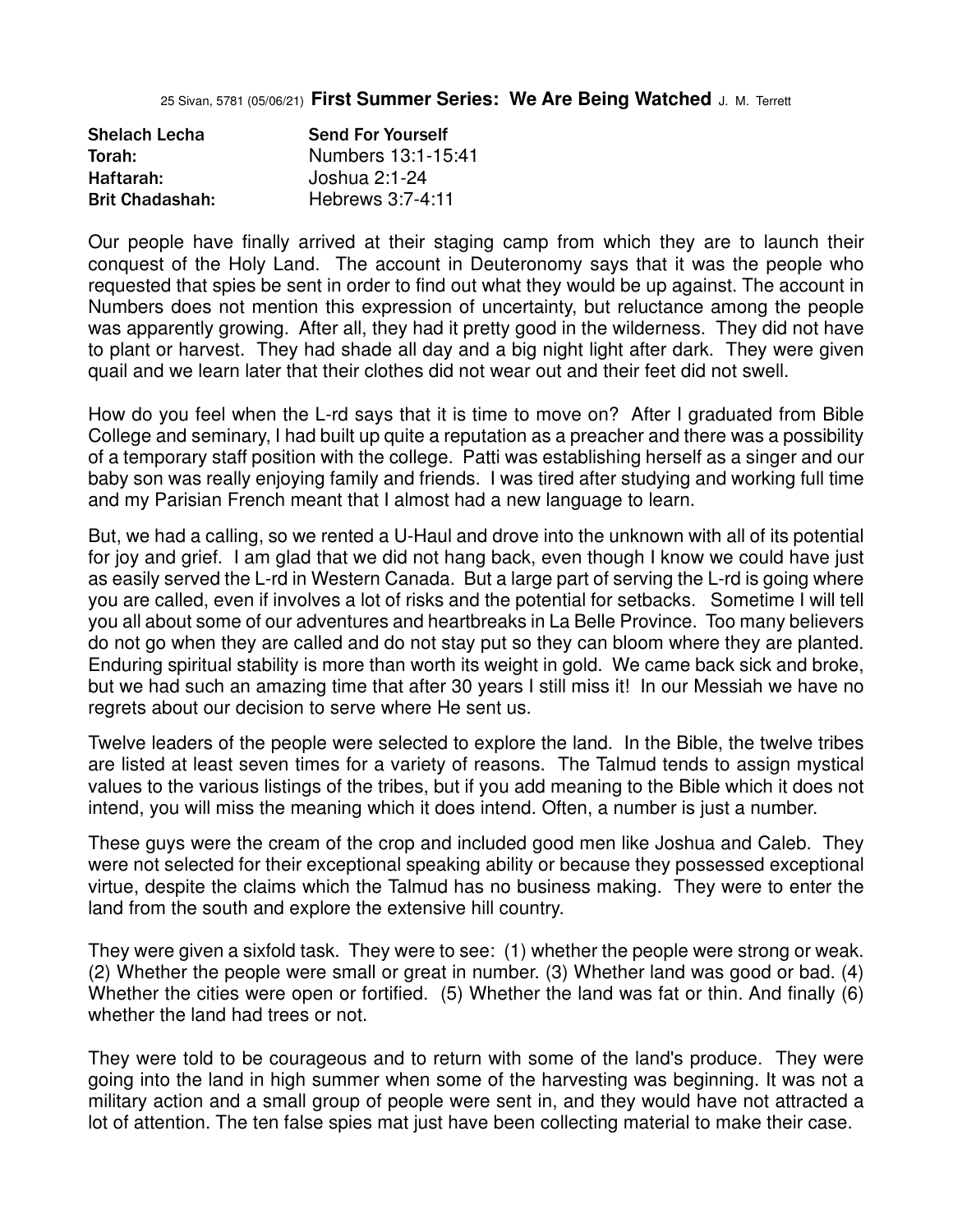25 Sivan, 5781 (05/06/21) **First Summer Series: We Are Being Watched** J. M. Terrett

| **Shelach Lecha** | **Send For Yourself** |
|---|---|
| **Torah:** | Numbers 13:1-15:41 |
| **Haftarah:** | Joshua 2:1-24 |
| **Brit Chadashah:** | Hebrews 3:7-4:11 |

Our people have finally arrived at their staging camp from which they are to launch their conquest of the Holy Land. The account in Deuteronomy says that it was the people who requested that spies be sent in order to find out what they would be up against. The account in Numbers does not mention this expression of uncertainty, but reluctance among the people was apparently growing. After all, they had it pretty good in the wilderness. They did not have to plant or harvest. They had shade all day and a big night light after dark. They were given quail and we learn later that their clothes did not wear out and their feet did not swell.

How do you feel when the L-rd says that it is time to move on? After I graduated from Bible College and seminary, I had built up quite a reputation as a preacher and there was a possibility of a temporary staff position with the college. Patti was establishing herself as a singer and our baby son was really enjoying family and friends. I was tired after studying and working full time and my Parisian French meant that I almost had a new language to learn.

But, we had a calling, so we rented a U-Haul and drove into the unknown with all of its potential for joy and grief. I am glad that we did not hang back, even though I know we could have just as easily served the L-rd in Western Canada. But a large part of serving the L-rd is going where you are called, even if involves a lot of risks and the potential for setbacks. Sometime I will tell you all about some of our adventures and heartbreaks in La Belle Province. Too many believers do not go when they are called and do not stay put so they can bloom where they are planted. Enduring spiritual stability is more than worth its weight in gold. We came back sick and broke, but we had such an amazing time that after 30 years I still miss it! In our Messiah we have no regrets about our decision to serve where He sent us.

Twelve leaders of the people were selected to explore the land. In the Bible, the twelve tribes are listed at least seven times for a variety of reasons. The Talmud tends to assign mystical values to the various listings of the tribes, but if you add meaning to the Bible which it does not intend, you will miss the meaning which it does intend. Often, a number is just a number.

These guys were the cream of the crop and included good men like Joshua and Caleb. They were not selected for their exceptional speaking ability or because they possessed exceptional virtue, despite the claims which the Talmud has no business making. They were to enter the land from the south and explore the extensive hill country.

They were given a sixfold task. They were to see: (1) whether the people were strong or weak. (2) Whether the people were small or great in number. (3) Whether land was good or bad. (4) Whether the cities were open or fortified. (5) Whether the land was fat or thin. And finally (6) whether the land had trees or not.

They were told to be courageous and to return with some of the land's produce. They were going into the land in high summer when some of the harvesting was beginning. It was not a military action and a small group of people were sent in, and they would have not attracted a lot of attention. The ten false spies mat just have been collecting material to make their case.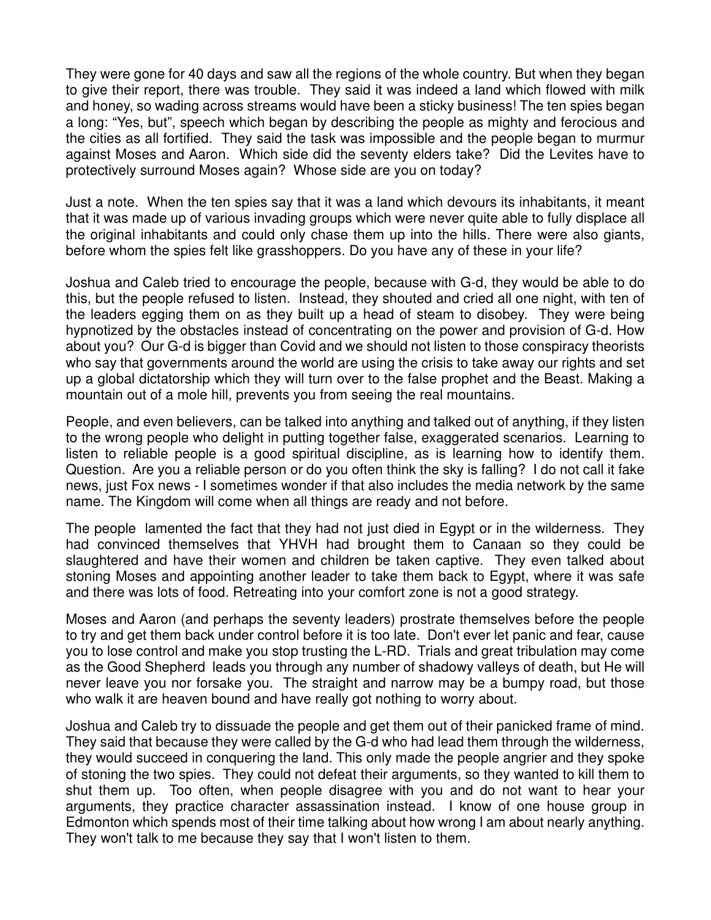They were gone for 40 days and saw all the regions of the whole country. But when they began to give their report, there was trouble. They said it was indeed a land which flowed with milk and honey, so wading across streams would have been a sticky business! The ten spies began a long: “Yes, but”, speech which began by describing the people as mighty and ferocious and the cities as all fortified. They said the task was impossible and the people began to murmur against Moses and Aaron. Which side did the seventy elders take? Did the Levites have to protectively surround Moses again? Whose side are you on today?

Just a note. When the ten spies say that it was a land which devours its inhabitants, it meant that it was made up of various invading groups which were never quite able to fully displace all the original inhabitants and could only chase them up into the hills. There were also giants, before whom the spies felt like grasshoppers. Do you have any of these in your life?

Joshua and Caleb tried to encourage the people, because with G-d, they would be able to do this, but the people refused to listen. Instead, they shouted and cried all one night, with ten of the leaders egging them on as they built up a head of steam to disobey. They were being hypnotized by the obstacles instead of concentrating on the power and provision of G-d. How about you? Our G-d is bigger than Covid and we should not listen to those conspiracy theorists who say that governments around the world are using the crisis to take away our rights and set up a global dictatorship which they will turn over to the false prophet and the Beast. Making a mountain out of a mole hill, prevents you from seeing the real mountains.

People, and even believers, can be talked into anything and talked out of anything, if they listen to the wrong people who delight in putting together false, exaggerated scenarios. Learning to listen to reliable people is a good spiritual discipline, as is learning how to identify them. Question. Are you a reliable person or do you often think the sky is falling? I do not call it fake news, just Fox news - I sometimes wonder if that also includes the media network by the same name. The Kingdom will come when all things are ready and not before.

The people lamented the fact that they had not just died in Egypt or in the wilderness. They had convinced themselves that YHVH had brought them to Canaan so they could be slaughtered and have their women and children be taken captive. They even talked about stoning Moses and appointing another leader to take them back to Egypt, where it was safe and there was lots of food. Retreating into your comfort zone is not a good strategy.

Moses and Aaron (and perhaps the seventy leaders) prostrate themselves before the people to try and get them back under control before it is too late. Don't ever let panic and fear, cause you to lose control and make you stop trusting the L-RD. Trials and great tribulation may come as the Good Shepherd leads you through any number of shadowy valleys of death, but He will never leave you nor forsake you. The straight and narrow may be a bumpy road, but those who walk it are heaven bound and have really got nothing to worry about.

Joshua and Caleb try to dissuade the people and get them out of their panicked frame of mind. They said that because they were called by the G-d who had lead them through the wilderness, they would succeed in conquering the land. This only made the people angrier and they spoke of stoning the two spies. They could not defeat their arguments, so they wanted to kill them to shut them up. Too often, when people disagree with you and do not want to hear your arguments, they practice character assassination instead. I know of one house group in Edmonton which spends most of their time talking about how wrong I am about nearly anything. They won't talk to me because they say that I won't listen to them.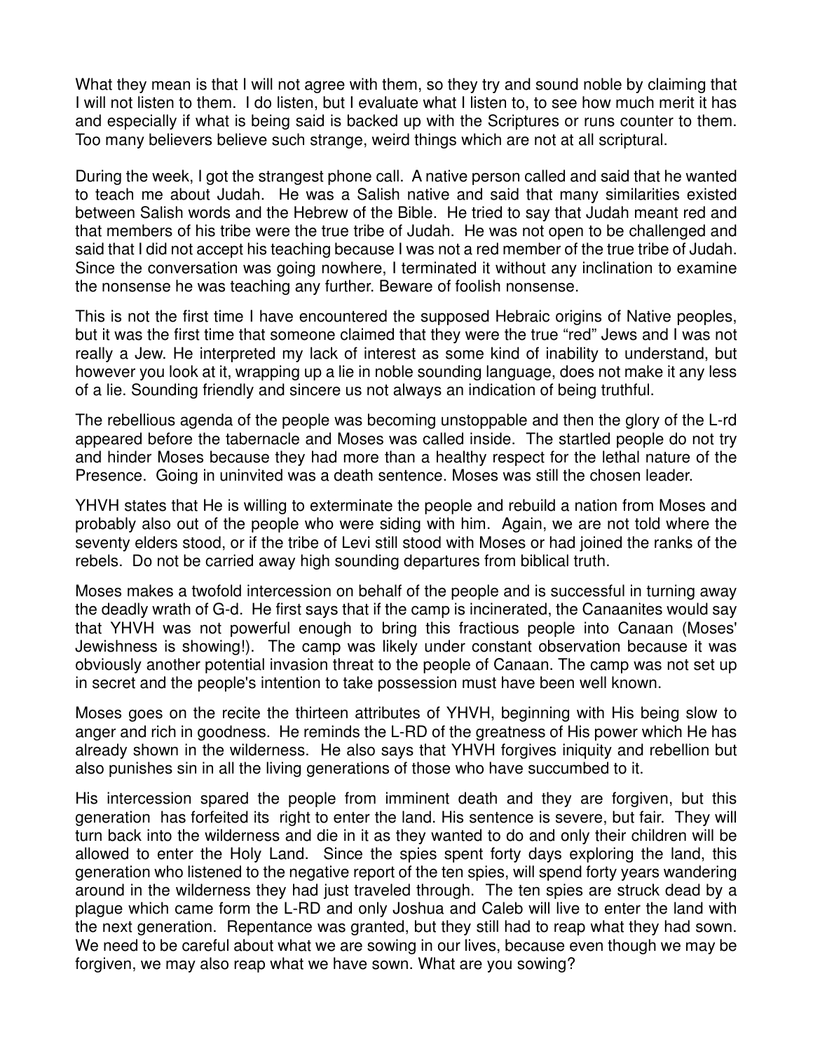What they mean is that I will not agree with them, so they try and sound noble by claiming that I will not listen to them. I do listen, but I evaluate what I listen to, to see how much merit it has and especially if what is being said is backed up with the Scriptures or runs counter to them. Too many believers believe such strange, weird things which are not at all scriptural.

During the week, I got the strangest phone call. A native person called and said that he wanted to teach me about Judah. He was a Salish native and said that many similarities existed between Salish words and the Hebrew of the Bible. He tried to say that Judah meant red and that members of his tribe were the true tribe of Judah. He was not open to be challenged and said that I did not accept his teaching because I was not a red member of the true tribe of Judah. Since the conversation was going nowhere, I terminated it without any inclination to examine the nonsense he was teaching any further. Beware of foolish nonsense.

This is not the first time I have encountered the supposed Hebraic origins of Native peoples, but it was the first time that someone claimed that they were the true “red” Jews and I was not really a Jew. He interpreted my lack of interest as some kind of inability to understand, but however you look at it, wrapping up a lie in noble sounding language, does not make it any less of a lie. Sounding friendly and sincere us not always an indication of being truthful.

The rebellious agenda of the people was becoming unstoppable and then the glory of the L-rd appeared before the tabernacle and Moses was called inside. The startled people do not try and hinder Moses because they had more than a healthy respect for the lethal nature of the Presence. Going in uninvited was a death sentence. Moses was still the chosen leader.

YHVH states that He is willing to exterminate the people and rebuild a nation from Moses and probably also out of the people who were siding with him. Again, we are not told where the seventy elders stood, or if the tribe of Levi still stood with Moses or had joined the ranks of the rebels. Do not be carried away high sounding departures from biblical truth.

Moses makes a twofold intercession on behalf of the people and is successful in turning away the deadly wrath of G-d. He first says that if the camp is incinerated, the Canaanites would say that YHVH was not powerful enough to bring this fractious people into Canaan (Moses' Jewishness is showing!). The camp was likely under constant observation because it was obviously another potential invasion threat to the people of Canaan. The camp was not set up in secret and the people's intention to take possession must have been well known.

Moses goes on the recite the thirteen attributes of YHVH, beginning with His being slow to anger and rich in goodness. He reminds the L-RD of the greatness of His power which He has already shown in the wilderness. He also says that YHVH forgives iniquity and rebellion but also punishes sin in all the living generations of those who have succumbed to it.

His intercession spared the people from imminent death and they are forgiven, but this generation has forfeited its right to enter the land. His sentence is severe, but fair. They will turn back into the wilderness and die in it as they wanted to do and only their children will be allowed to enter the Holy Land. Since the spies spent forty days exploring the land, this generation who listened to the negative report of the ten spies, will spend forty years wandering around in the wilderness they had just traveled through. The ten spies are struck dead by a plague which came form the L-RD and only Joshua and Caleb will live to enter the land with the next generation. Repentance was granted, but they still had to reap what they had sown. We need to be careful about what we are sowing in our lives, because even though we may be forgiven, we may also reap what we have sown. What are you sowing?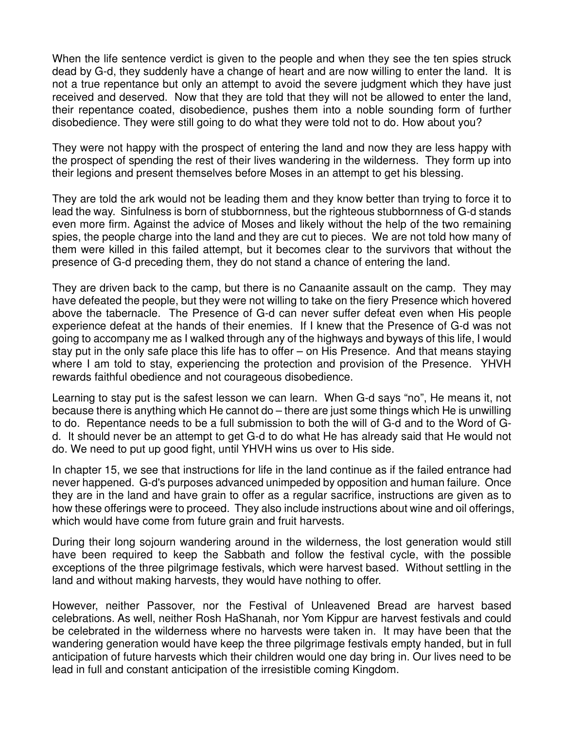When the life sentence verdict is given to the people and when they see the ten spies struck dead by G-d, they suddenly have a change of heart and are now willing to enter the land. It is not a true repentance but only an attempt to avoid the severe judgment which they have just received and deserved. Now that they are told that they will not be allowed to enter the land, their repentance coated, disobedience, pushes them into a noble sounding form of further disobedience. They were still going to do what they were told not to do. How about you?

They were not happy with the prospect of entering the land and now they are less happy with the prospect of spending the rest of their lives wandering in the wilderness. They form up into their legions and present themselves before Moses in an attempt to get his blessing.

They are told the ark would not be leading them and they know better than trying to force it to lead the way. Sinfulness is born of stubbornness, but the righteous stubbornness of G-d stands even more firm. Against the advice of Moses and likely without the help of the two remaining spies, the people charge into the land and they are cut to pieces. We are not told how many of them were killed in this failed attempt, but it becomes clear to the survivors that without the presence of G-d preceding them, they do not stand a chance of entering the land.

They are driven back to the camp, but there is no Canaanite assault on the camp. They may have defeated the people, but they were not willing to take on the fiery Presence which hovered above the tabernacle. The Presence of G-d can never suffer defeat even when His people experience defeat at the hands of their enemies. If I knew that the Presence of G-d was not going to accompany me as I walked through any of the highways and byways of this life, I would stay put in the only safe place this life has to offer – on His Presence. And that means staying where I am told to stay, experiencing the protection and provision of the Presence. YHVH rewards faithful obedience and not courageous disobedience.

Learning to stay put is the safest lesson we can learn. When G-d says "no", He means it, not because there is anything which He cannot do – there are just some things which He is unwilling to do. Repentance needs to be a full submission to both the will of G-d and to the Word of G-d. It should never be an attempt to get G-d to do what He has already said that He would not do. We need to put up good fight, until YHVH wins us over to His side.

In chapter 15, we see that instructions for life in the land continue as if the failed entrance had never happened. G-d's purposes advanced unimpeded by opposition and human failure. Once they are in the land and have grain to offer as a regular sacrifice, instructions are given as to how these offerings were to proceed. They also include instructions about wine and oil offerings, which would have come from future grain and fruit harvests.

During their long sojourn wandering around in the wilderness, the lost generation would still have been required to keep the Sabbath and follow the festival cycle, with the possible exceptions of the three pilgrimage festivals, which were harvest based. Without settling in the land and without making harvests, they would have nothing to offer.

However, neither Passover, nor the Festival of Unleavened Bread are harvest based celebrations. As well, neither Rosh HaShanah, nor Yom Kippur are harvest festivals and could be celebrated in the wilderness where no harvests were taken in. It may have been that the wandering generation would have keep the three pilgrimage festivals empty handed, but in full anticipation of future harvests which their children would one day bring in. Our lives need to be lead in full and constant anticipation of the irresistible coming Kingdom.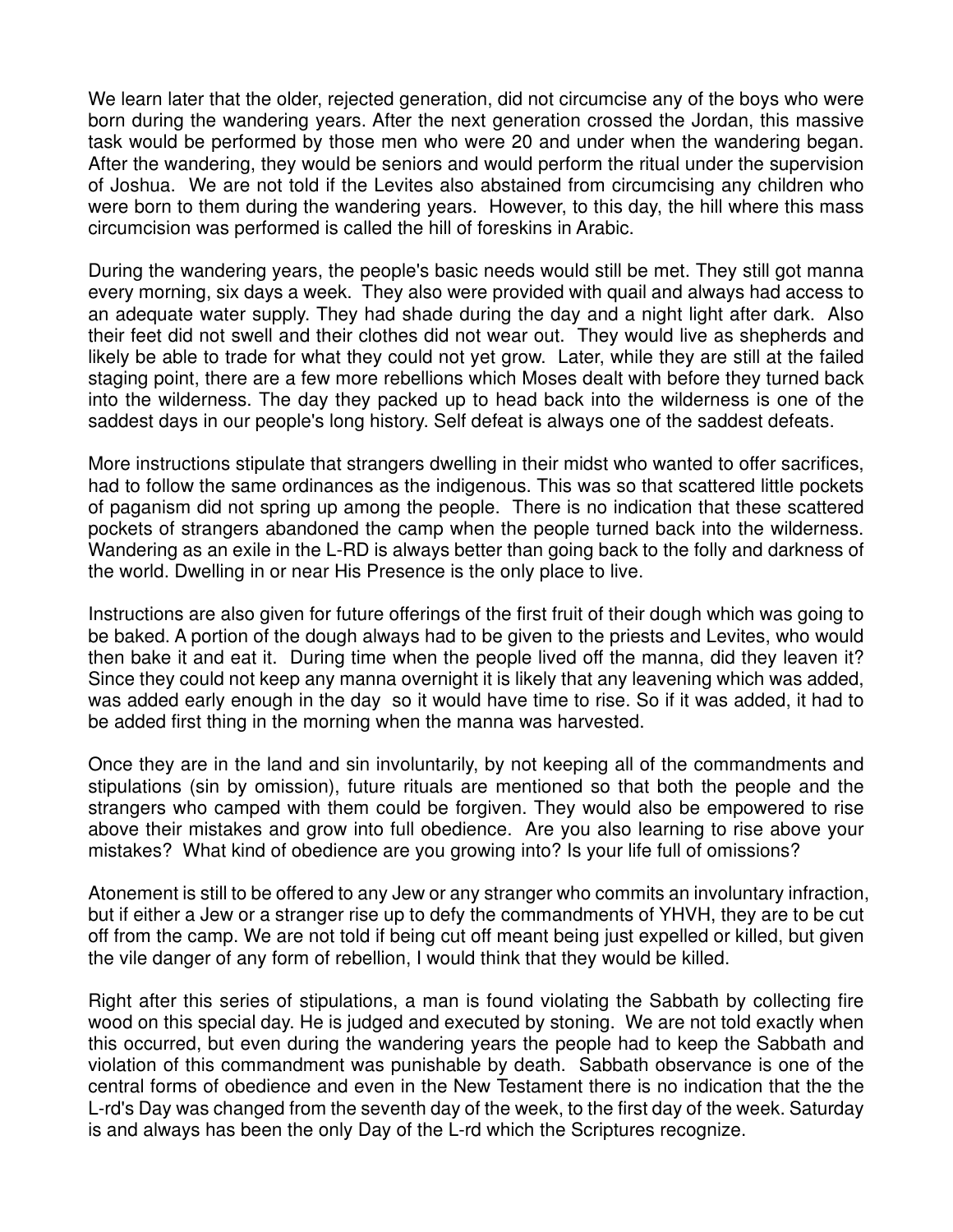We learn later that the older, rejected generation, did not circumcise any of the boys who were born during the wandering years. After the next generation crossed the Jordan, this massive task would be performed by those men who were 20 and under when the wandering began. After the wandering, they would be seniors and would perform the ritual under the supervision of Joshua. We are not told if the Levites also abstained from circumcising any children who were born to them during the wandering years. However, to this day, the hill where this mass circumcision was performed is called the hill of foreskins in Arabic.

During the wandering years, the people's basic needs would still be met. They still got manna every morning, six days a week. They also were provided with quail and always had access to an adequate water supply. They had shade during the day and a night light after dark. Also their feet did not swell and their clothes did not wear out. They would live as shepherds and likely be able to trade for what they could not yet grow. Later, while they are still at the failed staging point, there are a few more rebellions which Moses dealt with before they turned back into the wilderness. The day they packed up to head back into the wilderness is one of the saddest days in our people's long history. Self defeat is always one of the saddest defeats.

More instructions stipulate that strangers dwelling in their midst who wanted to offer sacrifices, had to follow the same ordinances as the indigenous. This was so that scattered little pockets of paganism did not spring up among the people. There is no indication that these scattered pockets of strangers abandoned the camp when the people turned back into the wilderness. Wandering as an exile in the L-RD is always better than going back to the folly and darkness of the world. Dwelling in or near His Presence is the only place to live.

Instructions are also given for future offerings of the first fruit of their dough which was going to be baked. A portion of the dough always had to be given to the priests and Levites, who would then bake it and eat it. During time when the people lived off the manna, did they leaven it? Since they could not keep any manna overnight it is likely that any leavening which was added, was added early enough in the day so it would have time to rise. So if it was added, it had to be added first thing in the morning when the manna was harvested.

Once they are in the land and sin involuntarily, by not keeping all of the commandments and stipulations (sin by omission), future rituals are mentioned so that both the people and the strangers who camped with them could be forgiven. They would also be empowered to rise above their mistakes and grow into full obedience. Are you also learning to rise above your mistakes? What kind of obedience are you growing into? Is your life full of omissions?

Atonement is still to be offered to any Jew or any stranger who commits an involuntary infraction, but if either a Jew or a stranger rise up to defy the commandments of YHVH, they are to be cut off from the camp. We are not told if being cut off meant being just expelled or killed, but given the vile danger of any form of rebellion, I would think that they would be killed.

Right after this series of stipulations, a man is found violating the Sabbath by collecting fire wood on this special day. He is judged and executed by stoning. We are not told exactly when this occurred, but even during the wandering years the people had to keep the Sabbath and violation of this commandment was punishable by death. Sabbath observance is one of the central forms of obedience and even in the New Testament there is no indication that the the L-rd's Day was changed from the seventh day of the week, to the first day of the week. Saturday is and always has been the only Day of the L-rd which the Scriptures recognize.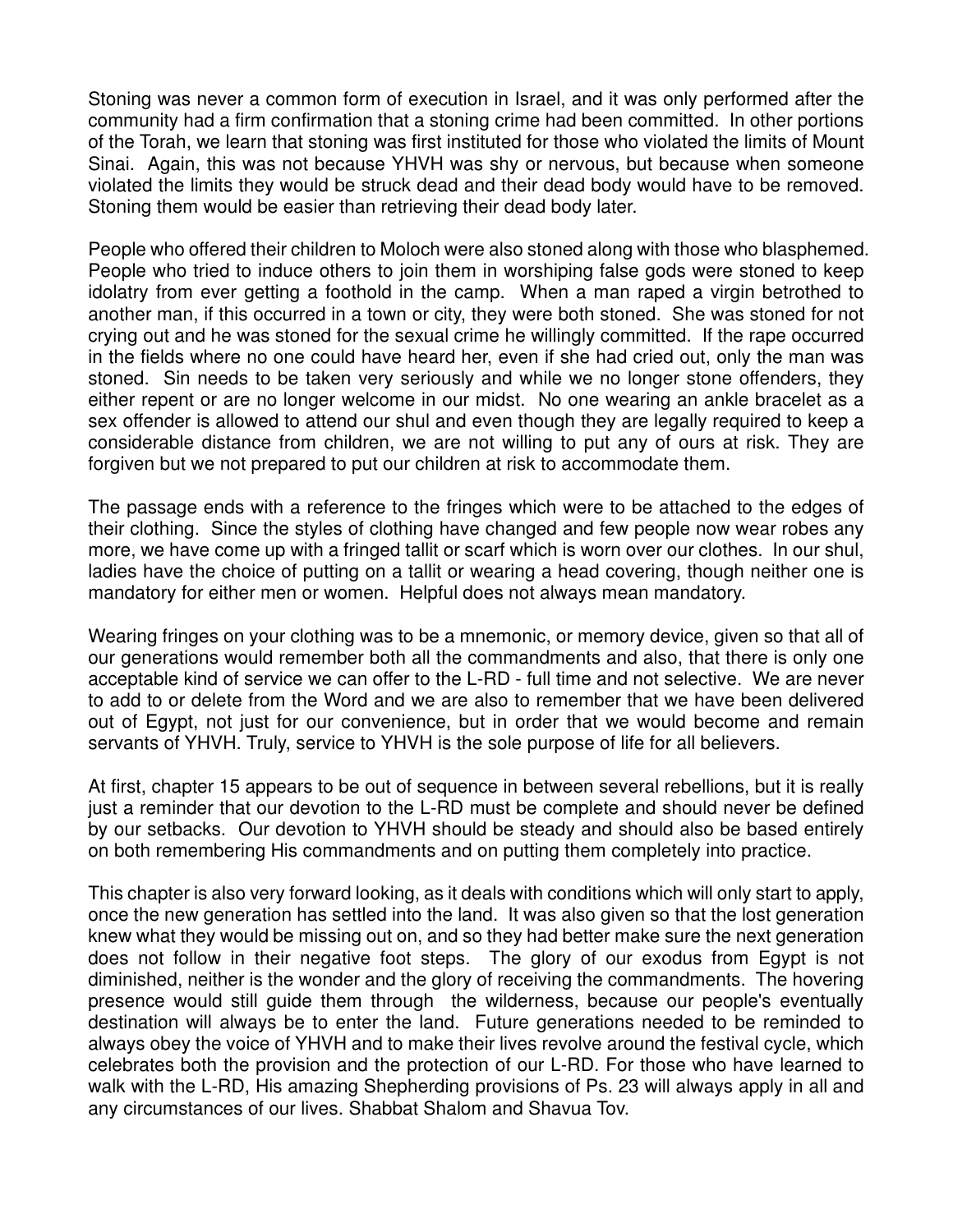Stoning was never a common form of execution in Israel, and it was only performed after the community had a firm confirmation that a stoning crime had been committed. In other portions of the Torah, we learn that stoning was first instituted for those who violated the limits of Mount Sinai. Again, this was not because YHVH was shy or nervous, but because when someone violated the limits they would be struck dead and their dead body would have to be removed. Stoning them would be easier than retrieving their dead body later.

People who offered their children to Moloch were also stoned along with those who blasphemed. People who tried to induce others to join them in worshiping false gods were stoned to keep idolatry from ever getting a foothold in the camp. When a man raped a virgin betrothed to another man, if this occurred in a town or city, they were both stoned. She was stoned for not crying out and he was stoned for the sexual crime he willingly committed. If the rape occurred in the fields where no one could have heard her, even if she had cried out, only the man was stoned. Sin needs to be taken very seriously and while we no longer stone offenders, they either repent or are no longer welcome in our midst. No one wearing an ankle bracelet as a sex offender is allowed to attend our shul and even though they are legally required to keep a considerable distance from children, we are not willing to put any of ours at risk. They are forgiven but we not prepared to put our children at risk to accommodate them.

The passage ends with a reference to the fringes which were to be attached to the edges of their clothing. Since the styles of clothing have changed and few people now wear robes any more, we have come up with a fringed tallit or scarf which is worn over our clothes. In our shul, ladies have the choice of putting on a tallit or wearing a head covering, though neither one is mandatory for either men or women. Helpful does not always mean mandatory.

Wearing fringes on your clothing was to be a mnemonic, or memory device, given so that all of our generations would remember both all the commandments and also, that there is only one acceptable kind of service we can offer to the L-RD - full time and not selective. We are never to add to or delete from the Word and we are also to remember that we have been delivered out of Egypt, not just for our convenience, but in order that we would become and remain servants of YHVH. Truly, service to YHVH is the sole purpose of life for all believers.

At first, chapter 15 appears to be out of sequence in between several rebellions, but it is really just a reminder that our devotion to the L-RD must be complete and should never be defined by our setbacks. Our devotion to YHVH should be steady and should also be based entirely on both remembering His commandments and on putting them completely into practice.

This chapter is also very forward looking, as it deals with conditions which will only start to apply, once the new generation has settled into the land. It was also given so that the lost generation knew what they would be missing out on, and so they had better make sure the next generation does not follow in their negative foot steps. The glory of our exodus from Egypt is not diminished, neither is the wonder and the glory of receiving the commandments. The hovering presence would still guide them through the wilderness, because our people's eventually destination will always be to enter the land. Future generations needed to be reminded to always obey the voice of YHVH and to make their lives revolve around the festival cycle, which celebrates both the provision and the protection of our L-RD. For those who have learned to walk with the L-RD, His amazing Shepherding provisions of Ps. 23 will always apply in all and any circumstances of our lives. Shabbat Shalom and Shavua Tov.